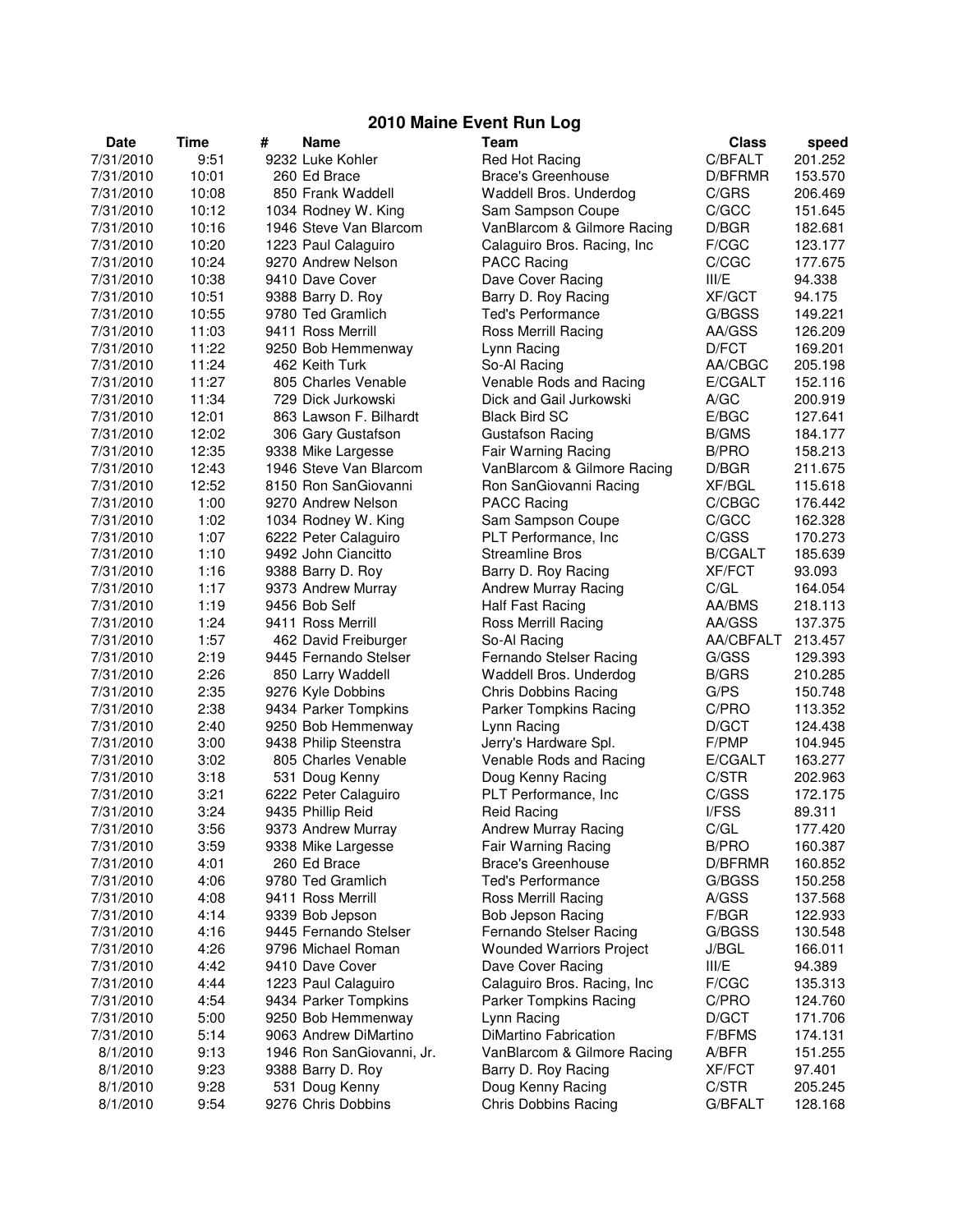# 2010 Maine Event Run Log

| Date | Time | # | Name | Team | Class | speed |
|---|---|---|---|---|---|---|
| 7/31/2010 | 9:51 | 9232 | Luke Kohler | Red Hot Racing | C/BFALT | 201.252 |
| 7/31/2010 | 10:01 | 260 | Ed Brace | Brace's Greenhouse | D/BFRMR | 153.570 |
| 7/31/2010 | 10:08 | 850 | Frank Waddell | Waddell Bros. Underdog | C/GRS | 206.469 |
| 7/31/2010 | 10:12 | 1034 | Rodney W. King | Sam Sampson Coupe | C/GCC | 151.645 |
| 7/31/2010 | 10:16 | 1946 | Steve Van Blarcom | VanBlarcom & Gilmore Racing | D/BGR | 182.681 |
| 7/31/2010 | 10:20 | 1223 | Paul Calaguiro | Calaguiro Bros. Racing, Inc | F/CGC | 123.177 |
| 7/31/2010 | 10:24 | 9270 | Andrew Nelson | PACC Racing | C/CGC | 177.675 |
| 7/31/2010 | 10:38 | 9410 | Dave Cover | Dave Cover Racing | III/E | 94.338 |
| 7/31/2010 | 10:51 | 9388 | Barry D. Roy | Barry D. Roy Racing | XF/GCT | 94.175 |
| 7/31/2010 | 10:55 | 9780 | Ted Gramlich | Ted's Performance | G/BGSS | 149.221 |
| 7/31/2010 | 11:03 | 9411 | Ross Merrill | Ross Merrill Racing | AA/GSS | 126.209 |
| 7/31/2010 | 11:22 | 9250 | Bob Hemmenway | Lynn Racing | D/FCT | 169.201 |
| 7/31/2010 | 11:24 | 462 | Keith Turk | So-Al Racing | AA/CBGC | 205.198 |
| 7/31/2010 | 11:27 | 805 | Charles Venable | Venable Rods and Racing | E/CGALT | 152.116 |
| 7/31/2010 | 11:34 | 729 | Dick Jurkowski | Dick and Gail Jurkowski | A/GC | 200.919 |
| 7/31/2010 | 12:01 | 863 | Lawson F. Bilhardt | Black Bird SC | E/BGC | 127.641 |
| 7/31/2010 | 12:02 | 306 | Gary Gustafson | Gustafson Racing | B/GMS | 184.177 |
| 7/31/2010 | 12:35 | 9338 | Mike Largesse | Fair Warning Racing | B/PRO | 158.213 |
| 7/31/2010 | 12:43 | 1946 | Steve Van Blarcom | VanBlarcom & Gilmore Racing | D/BGR | 211.675 |
| 7/31/2010 | 12:52 | 8150 | Ron SanGiovanni | Ron SanGiovanni Racing | XF/BGL | 115.618 |
| 7/31/2010 | 1:00 | 9270 | Andrew Nelson | PACC Racing | C/CBGC | 176.442 |
| 7/31/2010 | 1:02 | 1034 | Rodney W. King | Sam Sampson Coupe | C/GCC | 162.328 |
| 7/31/2010 | 1:07 | 6222 | Peter Calaguiro | PLT Performance, Inc | C/GSS | 170.273 |
| 7/31/2010 | 1:10 | 9492 | John Ciancitto | Streamline Bros | B/CGALT | 185.639 |
| 7/31/2010 | 1:16 | 9388 | Barry D. Roy | Barry D. Roy Racing | XF/FCT | 93.093 |
| 7/31/2010 | 1:17 | 9373 | Andrew Murray | Andrew Murray Racing | C/GL | 164.054 |
| 7/31/2010 | 1:19 | 9456 | Bob Self | Half Fast Racing | AA/BMS | 218.113 |
| 7/31/2010 | 1:24 | 9411 | Ross Merrill | Ross Merrill Racing | AA/GSS | 137.375 |
| 7/31/2010 | 1:57 | 462 | David Freiburger | So-Al Racing | AA/CBFALT | 213.457 |
| 7/31/2010 | 2:19 | 9445 | Fernando Stelser | Fernando Stelser Racing | G/GSS | 129.393 |
| 7/31/2010 | 2:26 | 850 | Larry Waddell | Waddell Bros. Underdog | B/GRS | 210.285 |
| 7/31/2010 | 2:35 | 9276 | Kyle Dobbins | Chris Dobbins Racing | G/PS | 150.748 |
| 7/31/2010 | 2:38 | 9434 | Parker Tompkins | Parker Tompkins Racing | C/PRO | 113.352 |
| 7/31/2010 | 2:40 | 9250 | Bob Hemmenway | Lynn Racing | D/GCT | 124.438 |
| 7/31/2010 | 3:00 | 9438 | Philip Steenstra | Jerry's Hardware Spl. | F/PMP | 104.945 |
| 7/31/2010 | 3:02 | 805 | Charles Venable | Venable Rods and Racing | E/CGALT | 163.277 |
| 7/31/2010 | 3:18 | 531 | Doug Kenny | Doug Kenny Racing | C/STR | 202.963 |
| 7/31/2010 | 3:21 | 6222 | Peter Calaguiro | PLT Performance, Inc | C/GSS | 172.175 |
| 7/31/2010 | 3:24 | 9435 | Phillip Reid | Reid Racing | I/FSS | 89.311 |
| 7/31/2010 | 3:56 | 9373 | Andrew Murray | Andrew Murray Racing | C/GL | 177.420 |
| 7/31/2010 | 3:59 | 9338 | Mike Largesse | Fair Warning Racing | B/PRO | 160.387 |
| 7/31/2010 | 4:01 | 260 | Ed Brace | Brace's Greenhouse | D/BFRMR | 160.852 |
| 7/31/2010 | 4:06 | 9780 | Ted Gramlich | Ted's Performance | G/BGSS | 150.258 |
| 7/31/2010 | 4:08 | 9411 | Ross Merrill | Ross Merrill Racing | A/GSS | 137.568 |
| 7/31/2010 | 4:14 | 9339 | Bob Jepson | Bob Jepson Racing | F/BGR | 122.933 |
| 7/31/2010 | 4:16 | 9445 | Fernando Stelser | Fernando Stelser Racing | G/BGSS | 130.548 |
| 7/31/2010 | 4:26 | 9796 | Michael Roman | Wounded Warriors Project | J/BGL | 166.011 |
| 7/31/2010 | 4:42 | 9410 | Dave Cover | Dave Cover Racing | III/E | 94.389 |
| 7/31/2010 | 4:44 | 1223 | Paul Calaguiro | Calaguiro Bros. Racing, Inc | F/CGC | 135.313 |
| 7/31/2010 | 4:54 | 9434 | Parker Tompkins | Parker Tompkins Racing | C/PRO | 124.760 |
| 7/31/2010 | 5:00 | 9250 | Bob Hemmenway | Lynn Racing | D/GCT | 171.706 |
| 7/31/2010 | 5:14 | 9063 | Andrew DiMartino | DiMartino Fabrication | F/BFMS | 174.131 |
| 8/1/2010 | 9:13 | 1946 | Ron SanGiovanni, Jr. | VanBlarcom & Gilmore Racing | A/BFR | 151.255 |
| 8/1/2010 | 9:23 | 9388 | Barry D. Roy | Barry D. Roy Racing | XF/FCT | 97.401 |
| 8/1/2010 | 9:28 | 531 | Doug Kenny | Doug Kenny Racing | C/STR | 205.245 |
| 8/1/2010 | 9:54 | 9276 | Chris Dobbins | Chris Dobbins Racing | G/BFALT | 128.168 |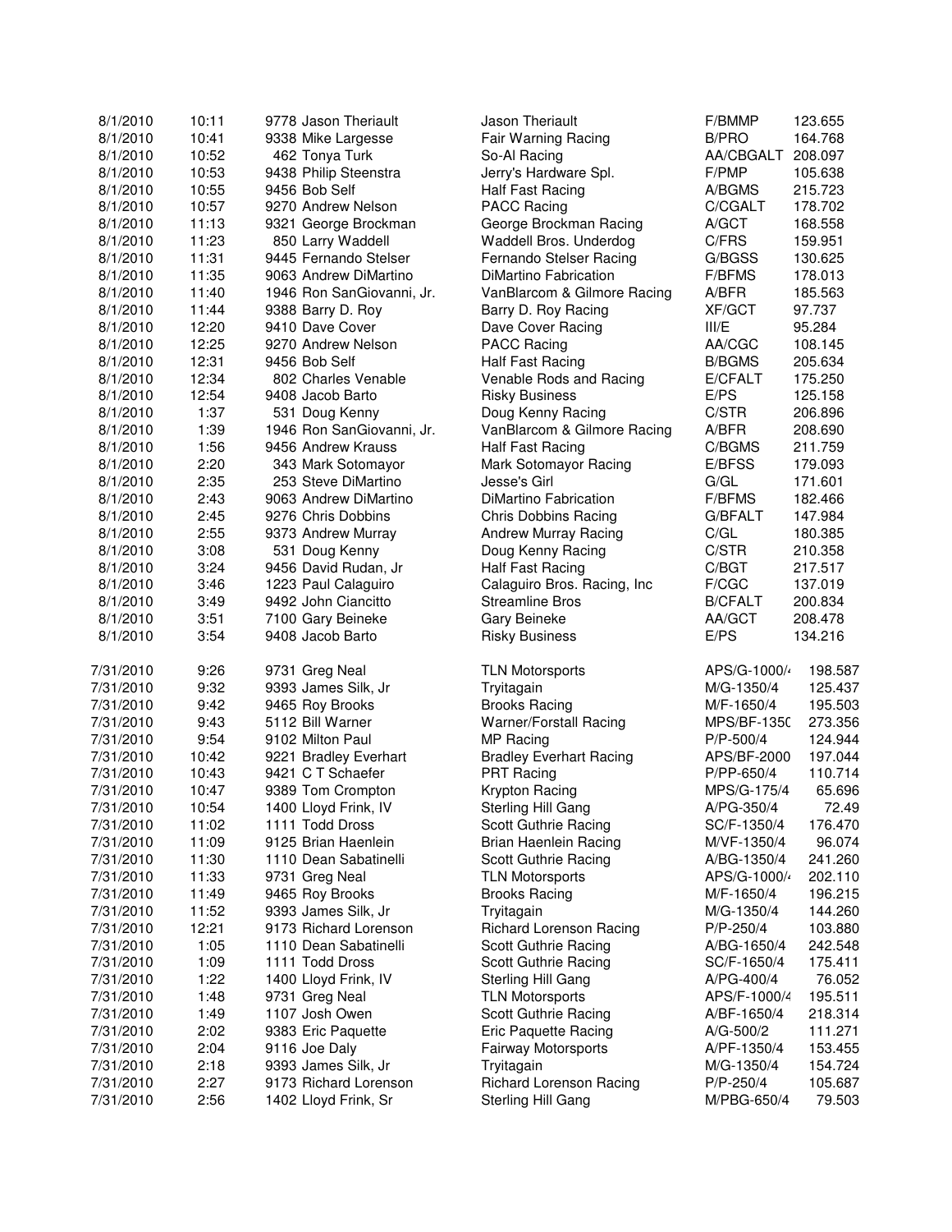| | | | | | |
|---|---|---|---|---|---|
| 8/1/2010 | 10:11 | 9778 Jason Theriault | Jason Theriault | F/BMMP | 123.655 |
| 8/1/2010 | 10:41 | 9338 Mike Largesse | Fair Warning Racing | B/PRO | 164.768 |
| 8/1/2010 | 10:52 | 462 Tonya Turk | So-Al Racing | AA/CBGALT | 208.097 |
| 8/1/2010 | 10:53 | 9438 Philip Steenstra | Jerry's Hardware Spl. | F/PMP | 105.638 |
| 8/1/2010 | 10:55 | 9456 Bob Self | Half Fast Racing | A/BGMS | 215.723 |
| 8/1/2010 | 10:57 | 9270 Andrew Nelson | PACC Racing | C/CGALT | 178.702 |
| 8/1/2010 | 11:13 | 9321 George Brockman | George Brockman Racing | A/GCT | 168.558 |
| 8/1/2010 | 11:23 | 850 Larry Waddell | Waddell Bros. Underdog | C/FRS | 159.951 |
| 8/1/2010 | 11:31 | 9445 Fernando Stelser | Fernando Stelser Racing | G/BGSS | 130.625 |
| 8/1/2010 | 11:35 | 9063 Andrew DiMartino | DiMartino Fabrication | F/BFMS | 178.013 |
| 8/1/2010 | 11:40 | 1946 Ron SanGiovanni, Jr. | VanBlarcom & Gilmore Racing | A/BFR | 185.563 |
| 8/1/2010 | 11:44 | 9388 Barry D. Roy | Barry D. Roy Racing | XF/GCT | 97.737 |
| 8/1/2010 | 12:20 | 9410 Dave Cover | Dave Cover Racing | III/E | 95.284 |
| 8/1/2010 | 12:25 | 9270 Andrew Nelson | PACC Racing | AA/CGC | 108.145 |
| 8/1/2010 | 12:31 | 9456 Bob Self | Half Fast Racing | B/BGMS | 205.634 |
| 8/1/2010 | 12:34 | 802 Charles Venable | Venable Rods and Racing | E/CFALT | 175.250 |
| 8/1/2010 | 12:54 | 9408 Jacob Barto | Risky Business | E/PS | 125.158 |
| 8/1/2010 | 1:37 | 531 Doug Kenny | Doug Kenny Racing | C/STR | 206.896 |
| 8/1/2010 | 1:39 | 1946 Ron SanGiovanni, Jr. | VanBlarcom & Gilmore Racing | A/BFR | 208.690 |
| 8/1/2010 | 1:56 | 9456 Andrew Krauss | Half Fast Racing | C/BGMS | 211.759 |
| 8/1/2010 | 2:20 | 343 Mark Sotomayor | Mark Sotomayor Racing | E/BFSS | 179.093 |
| 8/1/2010 | 2:35 | 253 Steve DiMartino | Jesse's Girl | G/GL | 171.601 |
| 8/1/2010 | 2:43 | 9063 Andrew DiMartino | DiMartino Fabrication | F/BFMS | 182.466 |
| 8/1/2010 | 2:45 | 9276 Chris Dobbins | Chris Dobbins Racing | G/BFALT | 147.984 |
| 8/1/2010 | 2:55 | 9373 Andrew Murray | Andrew Murray Racing | C/GL | 180.385 |
| 8/1/2010 | 3:08 | 531 Doug Kenny | Doug Kenny Racing | C/STR | 210.358 |
| 8/1/2010 | 3:24 | 9456 David Rudan, Jr | Half Fast Racing | C/BGT | 217.517 |
| 8/1/2010 | 3:46 | 1223 Paul Calaguiro | Calaguiro Bros. Racing, Inc | F/CGC | 137.019 |
| 8/1/2010 | 3:49 | 9492 John Ciancitto | Streamline Bros | B/CFALT | 200.834 |
| 8/1/2010 | 3:51 | 7100 Gary Beineke | Gary Beineke | AA/GCT | 208.478 |
| 8/1/2010 | 3:54 | 9408 Jacob Barto | Risky Business | E/PS | 134.216 |
| 7/31/2010 | 9:26 | 9731 Greg Neal | TLN Motorsports | APS/G-1000/4 | 198.587 |
| 7/31/2010 | 9:32 | 9393 James Silk, Jr | Tryitagain | M/G-1350/4 | 125.437 |
| 7/31/2010 | 9:42 | 9465 Roy Brooks | Brooks Racing | M/F-1650/4 | 195.503 |
| 7/31/2010 | 9:43 | 5112 Bill Warner | Warner/Forstall Racing | MPS/BF-1350 | 273.356 |
| 7/31/2010 | 9:54 | 9102 Milton Paul | MP Racing | P/P-500/4 | 124.944 |
| 7/31/2010 | 10:42 | 9221 Bradley Everhart | Bradley Everhart Racing | APS/BF-2000 | 197.044 |
| 7/31/2010 | 10:43 | 9421 C T Schaefer | PRT Racing | P/PP-650/4 | 110.714 |
| 7/31/2010 | 10:47 | 9389 Tom Crompton | Krypton Racing | MPS/G-175/4 | 65.696 |
| 7/31/2010 | 10:54 | 1400 Lloyd Frink, IV | Sterling Hill Gang | A/PG-350/4 | 72.49 |
| 7/31/2010 | 11:02 | 1111 Todd Dross | Scott Guthrie Racing | SC/F-1350/4 | 176.470 |
| 7/31/2010 | 11:09 | 9125 Brian Haenlein | Brian Haenlein Racing | M/VF-1350/4 | 96.074 |
| 7/31/2010 | 11:30 | 1110 Dean Sabatinelli | Scott Guthrie Racing | A/BG-1350/4 | 241.260 |
| 7/31/2010 | 11:33 | 9731 Greg Neal | TLN Motorsports | APS/G-1000/4 | 202.110 |
| 7/31/2010 | 11:49 | 9465 Roy Brooks | Brooks Racing | M/F-1650/4 | 196.215 |
| 7/31/2010 | 11:52 | 9393 James Silk, Jr | Tryitagain | M/G-1350/4 | 144.260 |
| 7/31/2010 | 12:21 | 9173 Richard Lorenson | Richard Lorenson Racing | P/P-250/4 | 103.880 |
| 7/31/2010 | 1:05 | 1110 Dean Sabatinelli | Scott Guthrie Racing | A/BG-1650/4 | 242.548 |
| 7/31/2010 | 1:09 | 1111 Todd Dross | Scott Guthrie Racing | SC/F-1650/4 | 175.411 |
| 7/31/2010 | 1:22 | 1400 Lloyd Frink, IV | Sterling Hill Gang | A/PG-400/4 | 76.052 |
| 7/31/2010 | 1:48 | 9731 Greg Neal | TLN Motorsports | APS/F-1000/4 | 195.511 |
| 7/31/2010 | 1:49 | 1107 Josh Owen | Scott Guthrie Racing | A/BF-1650/4 | 218.314 |
| 7/31/2010 | 2:02 | 9383 Eric Paquette | Eric Paquette Racing | A/G-500/2 | 111.271 |
| 7/31/2010 | 2:04 | 9116 Joe Daly | Fairway Motorsports | A/PF-1350/4 | 153.455 |
| 7/31/2010 | 2:18 | 9393 James Silk, Jr | Tryitagain | M/G-1350/4 | 154.724 |
| 7/31/2010 | 2:27 | 9173 Richard Lorenson | Richard Lorenson Racing | P/P-250/4 | 105.687 |
| 7/31/2010 | 2:56 | 1402 Lloyd Frink, Sr | Sterling Hill Gang | M/PBG-650/4 | 79.503 |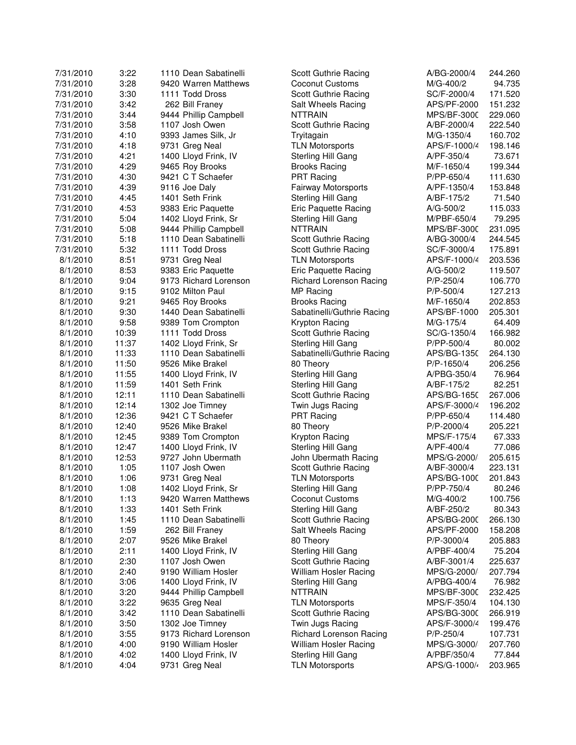| | | | | | |
|---|---|---|---|---|---|
| 7/31/2010 | 3:22 | 1110 Dean Sabatinelli | Scott Guthrie Racing | A/BG-2000/4 | 244.260 |
| 7/31/2010 | 3:28 | 9420 Warren Matthews | Coconut Customs | M/G-400/2 | 94.735 |
| 7/31/2010 | 3:30 | 1111 Todd Dross | Scott Guthrie Racing | SC/F-2000/4 | 171.520 |
| 7/31/2010 | 3:42 | 262 Bill Franey | Salt Wheels Racing | APS/PF-2000 | 151.232 |
| 7/31/2010 | 3:44 | 9444 Phillip Campbell | NTTRAIN | MPS/BF-3000 | 229.060 |
| 7/31/2010 | 3:58 | 1107 Josh Owen | Scott Guthrie Racing | A/BF-2000/4 | 222.540 |
| 7/31/2010 | 4:10 | 9393 James Silk, Jr | Tryitagain | M/G-1350/4 | 160.702 |
| 7/31/2010 | 4:18 | 9731 Greg Neal | TLN Motorsports | APS/F-1000/4 | 198.146 |
| 7/31/2010 | 4:21 | 1400 Lloyd Frink, IV | Sterling Hill Gang | A/PF-350/4 | 73.671 |
| 7/31/2010 | 4:29 | 9465 Roy Brooks | Brooks Racing | M/F-1650/4 | 199.344 |
| 7/31/2010 | 4:30 | 9421 C T Schaefer | PRT Racing | P/PP-650/4 | 111.630 |
| 7/31/2010 | 4:39 | 9116 Joe Daly | Fairway Motorsports | A/PF-1350/4 | 153.848 |
| 7/31/2010 | 4:45 | 1401 Seth Frink | Sterling Hill Gang | A/BF-175/2 | 71.540 |
| 7/31/2010 | 4:53 | 9383 Eric Paquette | Eric Paquette Racing | A/G-500/2 | 115.033 |
| 7/31/2010 | 5:04 | 1402 Lloyd Frink, Sr | Sterling Hill Gang | M/PBF-650/4 | 79.295 |
| 7/31/2010 | 5:08 | 9444 Phillip Campbell | NTTRAIN | MPS/BF-3000 | 231.095 |
| 7/31/2010 | 5:18 | 1110 Dean Sabatinelli | Scott Guthrie Racing | A/BG-3000/4 | 244.545 |
| 7/31/2010 | 5:32 | 1111 Todd Dross | Scott Guthrie Racing | SC/F-3000/4 | 175.891 |
| 8/1/2010 | 8:51 | 9731 Greg Neal | TLN Motorsports | APS/F-1000/4 | 203.536 |
| 8/1/2010 | 8:53 | 9383 Eric Paquette | Eric Paquette Racing | A/G-500/2 | 119.507 |
| 8/1/2010 | 9:04 | 9173 Richard Lorenson | Richard Lorenson Racing | P/P-250/4 | 106.770 |
| 8/1/2010 | 9:15 | 9102 Milton Paul | MP Racing | P/P-500/4 | 127.213 |
| 8/1/2010 | 9:21 | 9465 Roy Brooks | Brooks Racing | M/F-1650/4 | 202.853 |
| 8/1/2010 | 9:30 | 1440 Dean Sabatinelli | Sabatinelli/Guthrie Racing | APS/BF-1000 | 205.301 |
| 8/1/2010 | 9:58 | 9389 Tom Crompton | Krypton Racing | M/G-175/4 | 64.409 |
| 8/1/2010 | 10:39 | 1111 Todd Dross | Scott Guthrie Racing | SC/G-1350/4 | 166.982 |
| 8/1/2010 | 11:37 | 1402 Lloyd Frink, Sr | Sterling Hill Gang | P/PP-500/4 | 80.002 |
| 8/1/2010 | 11:33 | 1110 Dean Sabatinelli | Sabatinelli/Guthrie Racing | APS/BG-1350 | 264.130 |
| 8/1/2010 | 11:50 | 9526 Mike Brakel | 80 Theory | P/P-1650/4 | 206.256 |
| 8/1/2010 | 11:55 | 1400 Lloyd Frink, IV | Sterling Hill Gang | A/PBG-350/4 | 76.964 |
| 8/1/2010 | 11:59 | 1401 Seth Frink | Sterling Hill Gang | A/BF-175/2 | 82.251 |
| 8/1/2010 | 12:11 | 1110 Dean Sabatinelli | Scott Guthrie Racing | APS/BG-1650 | 267.006 |
| 8/1/2010 | 12:14 | 1302 Joe Timney | Twin Jugs Racing | APS/F-3000/4 | 196.202 |
| 8/1/2010 | 12:36 | 9421 C T Schaefer | PRT Racing | P/PP-650/4 | 114.480 |
| 8/1/2010 | 12:40 | 9526 Mike Brakel | 80 Theory | P/P-2000/4 | 205.221 |
| 8/1/2010 | 12:45 | 9389 Tom Crompton | Krypton Racing | MPS/F-175/4 | 67.333 |
| 8/1/2010 | 12:47 | 1400 Lloyd Frink, IV | Sterling Hill Gang | A/PF-400/4 | 77.086 |
| 8/1/2010 | 12:53 | 9727 John Ubermath | John Ubermath Racing | MPS/G-2000/ | 205.615 |
| 8/1/2010 | 1:05 | 1107 Josh Owen | Scott Guthrie Racing | A/BF-3000/4 | 223.131 |
| 8/1/2010 | 1:06 | 9731 Greg Neal | TLN Motorsports | APS/BG-1000 | 201.843 |
| 8/1/2010 | 1:08 | 1402 Lloyd Frink, Sr | Sterling Hill Gang | P/PP-750/4 | 80.246 |
| 8/1/2010 | 1:13 | 9420 Warren Matthews | Coconut Customs | M/G-400/2 | 100.756 |
| 8/1/2010 | 1:33 | 1401 Seth Frink | Sterling Hill Gang | A/BF-250/2 | 80.343 |
| 8/1/2010 | 1:45 | 1110 Dean Sabatinelli | Scott Guthrie Racing | APS/BG-2000 | 266.130 |
| 8/1/2010 | 1:59 | 262 Bill Franey | Salt Wheels Racing | APS/PF-2000 | 158.208 |
| 8/1/2010 | 2:07 | 9526 Mike Brakel | 80 Theory | P/P-3000/4 | 205.883 |
| 8/1/2010 | 2:11 | 1400 Lloyd Frink, IV | Sterling Hill Gang | A/PBF-400/4 | 75.204 |
| 8/1/2010 | 2:30 | 1107 Josh Owen | Scott Guthrie Racing | A/BF-3001/4 | 225.637 |
| 8/1/2010 | 2:40 | 9190 William Hosler | William Hosler Racing | MPS/G-2000/ | 207.794 |
| 8/1/2010 | 3:06 | 1400 Lloyd Frink, IV | Sterling Hill Gang | A/PBG-400/4 | 76.982 |
| 8/1/2010 | 3:20 | 9444 Phillip Campbell | NTTRAIN | MPS/BF-3000 | 232.425 |
| 8/1/2010 | 3:22 | 9635 Greg Neal | TLN Motorsports | MPS/F-350/4 | 104.130 |
| 8/1/2010 | 3:42 | 1110 Dean Sabatinelli | Scott Guthrie Racing | APS/BG-3000 | 266.919 |
| 8/1/2010 | 3:50 | 1302 Joe Timney | Twin Jugs Racing | APS/F-3000/4 | 199.476 |
| 8/1/2010 | 3:55 | 9173 Richard Lorenson | Richard Lorenson Racing | P/P-250/4 | 107.731 |
| 8/1/2010 | 4:00 | 9190 William Hosler | William Hosler Racing | MPS/G-3000/ | 207.760 |
| 8/1/2010 | 4:02 | 1400 Lloyd Frink, IV | Sterling Hill Gang | A/PBF/350/4 | 77.844 |
| 8/1/2010 | 4:04 | 9731 Greg Neal | TLN Motorsports | APS/G-1000/4 | 203.965 |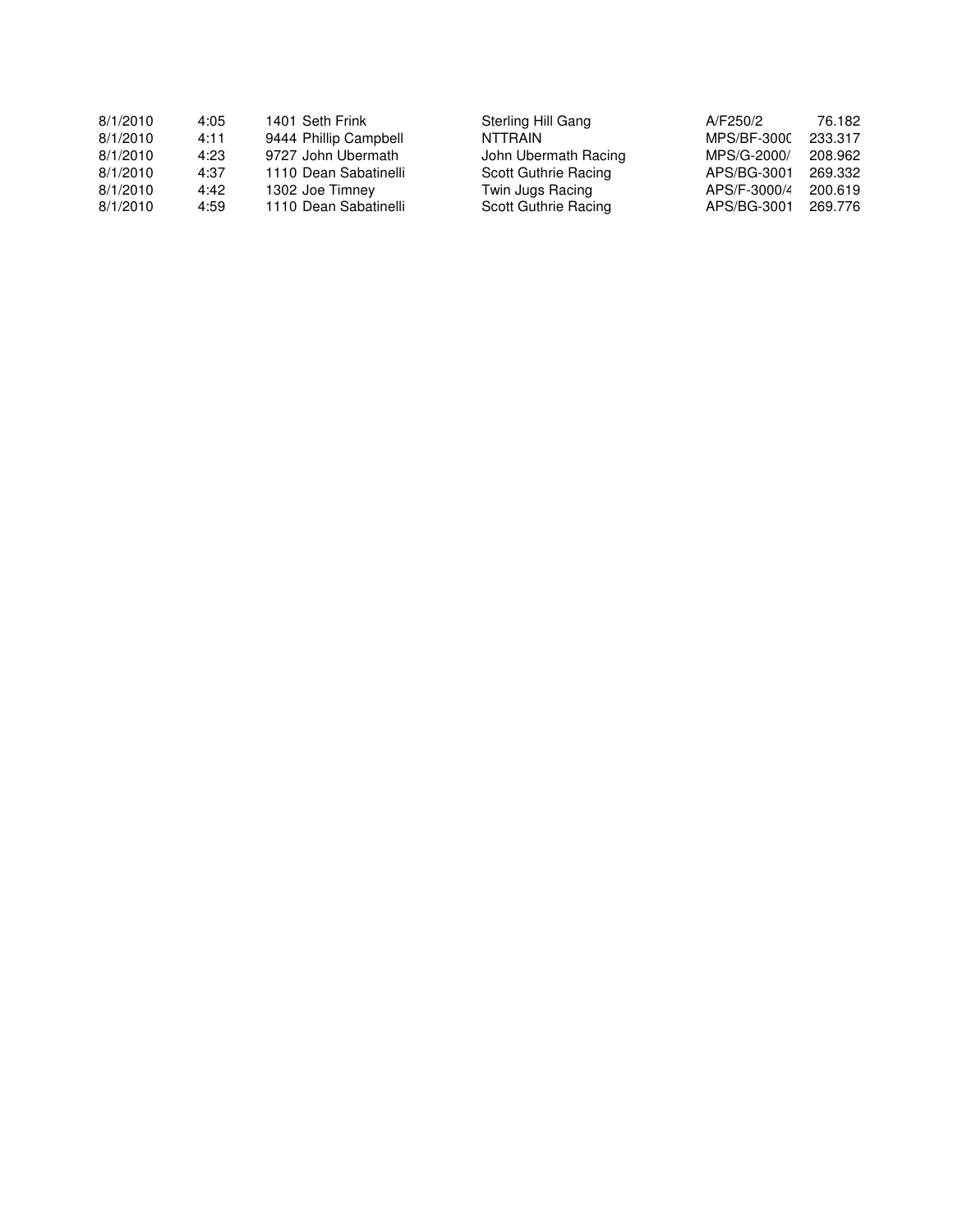| | | | | | |
|---|---|---|---|---|---|
| 8/1/2010 | 4:05 | 1401 Seth Frink | Sterling Hill Gang | A/F250/2 | 76.182 |
| 8/1/2010 | 4:11 | 9444 Phillip Campbell | NTTRAIN | MPS/BF-3000 | 233.317 |
| 8/1/2010 | 4:23 | 9727 John Ubermath | John Ubermath Racing | MPS/G-2000/ | 208.962 |
| 8/1/2010 | 4:37 | 1110 Dean Sabatinelli | Scott Guthrie Racing | APS/BG-3001 | 269.332 |
| 8/1/2010 | 4:42 | 1302 Joe Timney | Twin Jugs Racing | APS/F-3000/4 | 200.619 |
| 8/1/2010 | 4:59 | 1110 Dean Sabatinelli | Scott Guthrie Racing | APS/BG-3001 | 269.776 |